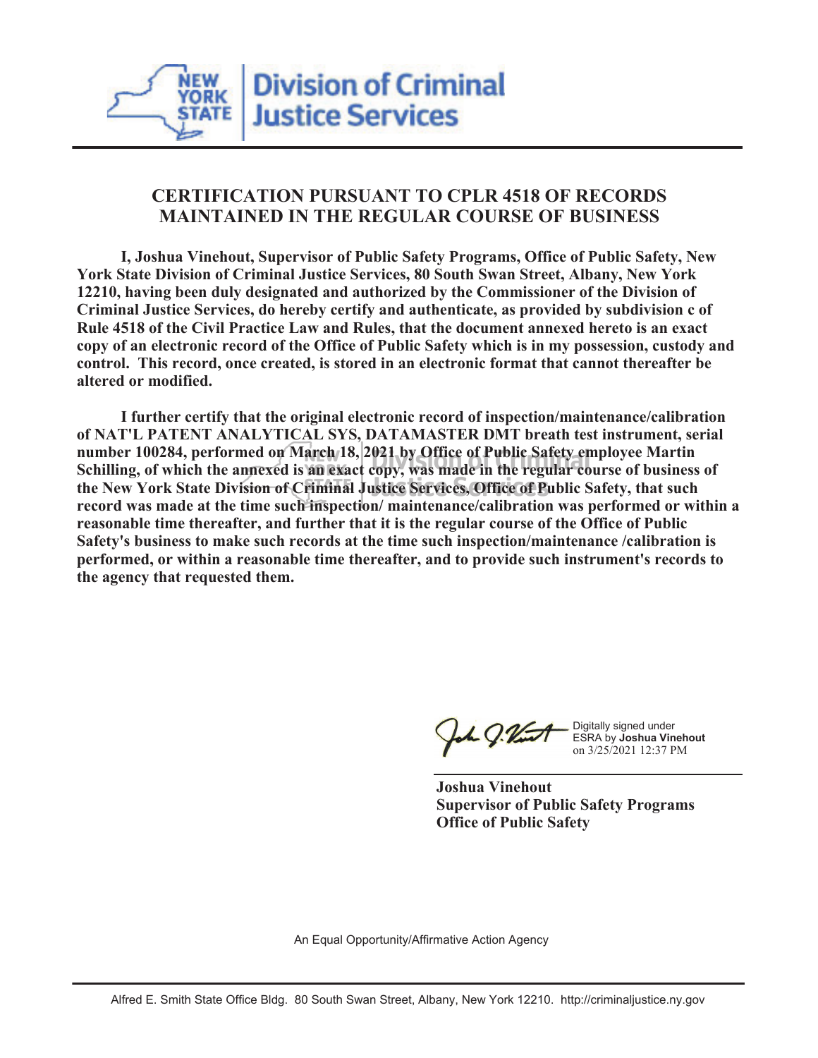New York State Division of Criminal Justice Services

# CERTIFICATION PURSUANT TO CPLR 4518 OF RECORDS MAINTAINED IN THE REGULAR COURSE OF BUSINESS

**I, Joshua Vinehout, Supervisor of Public Safety Programs, Office of Public Safety, New York State Division of Criminal Justice Services, 80 South Swan Street, Albany, New York 12210, having been duly designated and authorized by the Commissioner of the Division of Criminal Justice Services, do hereby certify and authenticate, as provided by subdivision c of Rule 4518 of the Civil Practice Law and Rules, that the document annexed hereto is an exact copy of an electronic record of the Office of Public Safety which is in my possession, custody and control. This record, once created, is stored in an electronic format that cannot thereafter be altered or modified.**

**I further certify that the original electronic record of inspection/maintenance/calibration of NAT'L PATENT ANALYTICAL SYS, DATAMASTER DMT breath test instrument, serial number 100284, performed on March 18, 2021 by Office of Public Safety employee Martin Schilling, of which the annexed is an exact copy, was made in the regular course of business of the New York State Division of Criminal Justice Services, Office of Public Safety, that such record was made at the time such inspection/ maintenance/calibration was performed or within a reasonable time thereafter, and further that it is the regular course of the Office of Public Safety's business to make such records at the time such inspection/maintenance /calibration is performed, or within a reasonable time thereafter, and to provide such instrument's records to the agency that requested them.**

Digitally signed under ESRA by **Joshua Vinehout** on 3/25/2021 12:37 PM

**Joshua Vinehout**
**Supervisor of Public Safety Programs**
**Office of Public Safety**

An Equal Opportunity/Affirmative Action Agency

Alfred E. Smith State Office Bldg. 80 South Swan Street, Albany, New York 12210. http://criminaljustice.ny.gov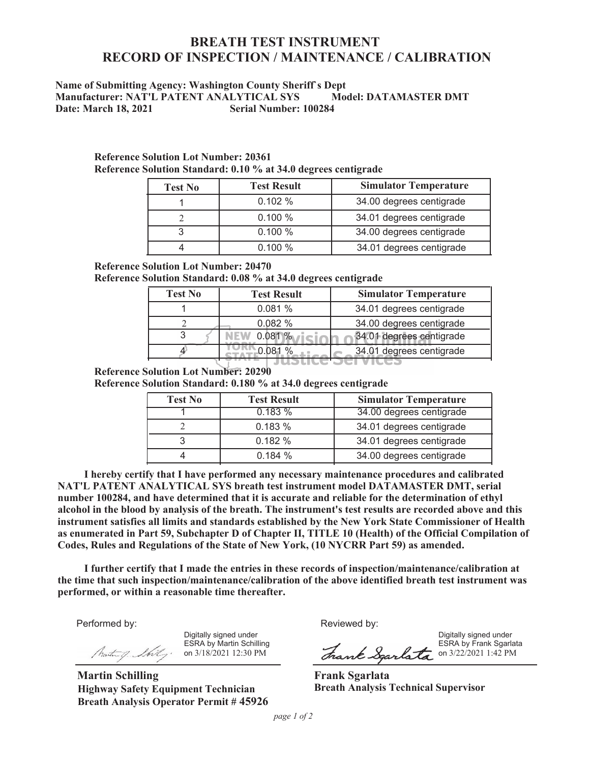# BREATH TEST INSTRUMENT
# RECORD OF INSPECTION / MAINTENANCE / CALIBRATION

**Name of Submitting Agency: Washington County Sheriff's Dept**
**Manufacturer: NAT'L PATENT ANALYTICAL SYS Model: DATAMASTER DMT**
**Date: March 18, 2021 Serial Number: 100284**

**Reference Solution Lot Number: 20361**
**Reference Solution Standard: 0.10 % at 34.0 degrees centigrade**

| Test No | Test Result | Simulator Temperature |
|---|---|---|
| 1 | 0.102 % | 34.00 degrees centigrade |
| 2 | 0.100 % | 34.01 degrees centigrade |
| 3 | 0.100 % | 34.00 degrees centigrade |
| 4 | 0.100 % | 34.01 degrees centigrade |

**Reference Solution Lot Number: 20470**
**Reference Solution Standard: 0.08 % at 34.0 degrees centigrade**

| Test No | Test Result | Simulator Temperature |
|---|---|---|
| 1 | 0.081 % | 34.01 degrees centigrade |
| 2 | 0.082 % | 34.00 degrees centigrade |
| 3 | 0.081 % | 34.01 degrees centigrade |
| 4 | 0.081 % | 34.01 degrees centigrade |

**Reference Solution Lot Number: 20290**
**Reference Solution Standard: 0.180 % at 34.0 degrees centigrade**

| Test No | Test Result | Simulator Temperature |
|---|---|---|
| 1 | 0.183 % | 34.00 degrees centigrade |
| 2 | 0.183 % | 34.01 degrees centigrade |
| 3 | 0.182 % | 34.01 degrees centigrade |
| 4 | 0.184 % | 34.00 degrees centigrade |

**I hereby certify that I have performed any necessary maintenance procedures and calibrated NAT'L PATENT ANALYTICAL SYS breath test instrument model DATAMASTER DMT, serial number 100284, and have determined that it is accurate and reliable for the determination of ethyl alcohol in the blood by analysis of the breath. The instrument's test results are recorded above and this instrument satisfies all limits and standards established by the New York State Commissioner of Health as enumerated in Part 59, Subchapter D of Chapter II, TITLE 10 (Health) of the Official Compilation of Codes, Rules and Regulations of the State of New York, (10 NYCRR Part 59) as amended.**

**I further certify that I made the entries in these records of inspection/maintenance/calibration at the time that such inspection/maintenance/calibration of the above identified breath test instrument was performed, or within a reasonable time thereafter.**

Performed by:

Digitally signed under ESRA by Martin Schilling on 3/18/2021 12:30 PM

**Martin Schilling**
**Highway Safety Equipment Technician**
**Breath Analysis Operator Permit # 45926**

Reviewed by:

Digitally signed under ESRA by Frank Sgarlata on 3/22/2021 1:42 PM

**Frank Sgarlata**
**Breath Analysis Technical Supervisor**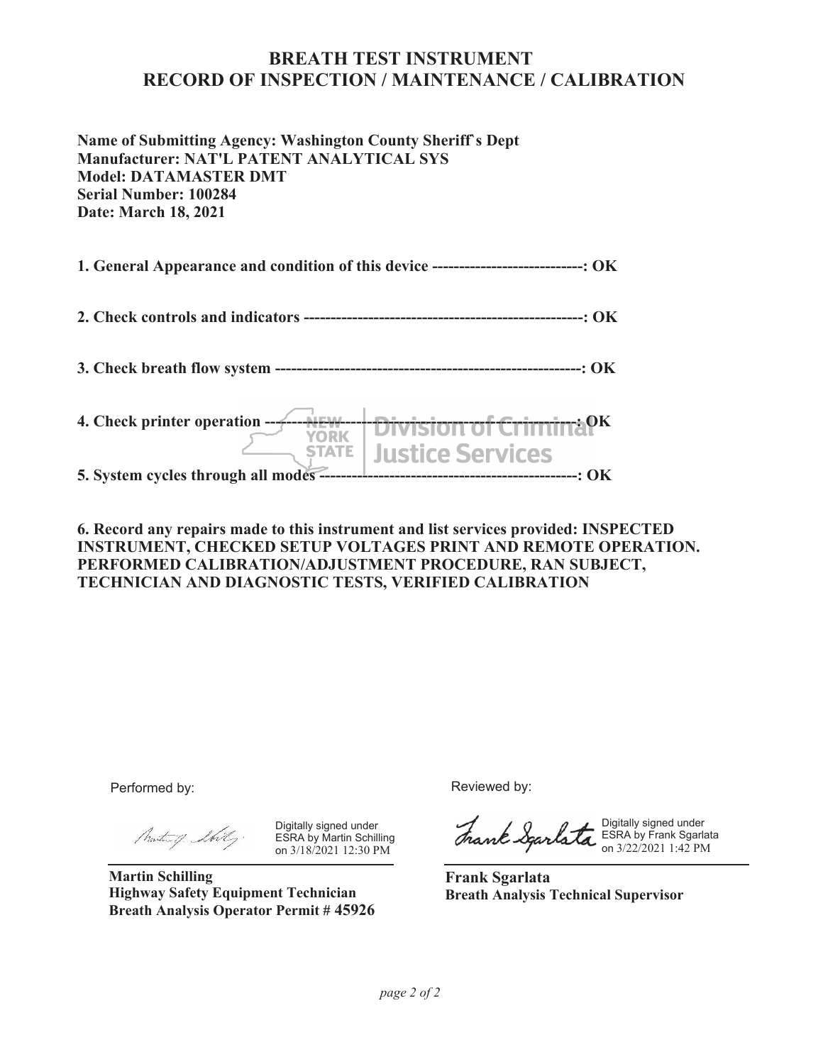# BREATH TEST INSTRUMENT
# RECORD OF INSPECTION / MAINTENANCE / CALIBRATION

**Name of Submitting Agency: Washington County Sheriff`s Dept**
**Manufacturer: NAT'L PATENT ANALYTICAL SYS**
**Model: DATAMASTER DMT**
**Serial Number: 100284**
**Date: March 18, 2021**

**1. General Appearance and condition of this device ----------------------------: OK**

**2. Check controls and indicators ---------------------------------------------------: OK**

**3. Check breath flow system --------------------------------------------------------: OK**

**4. Check printer operation ------------------------------------------------------------: OK**

**5. System cycles through all modes -----------------------------------------------: OK**

**6. Record any repairs made to this instrument and list services provided: INSPECTED INSTRUMENT, CHECKED SETUP VOLTAGES PRINT AND REMOTE OPERATION. PERFORMED CALIBRATION/ADJUSTMENT PROCEDURE, RAN SUBJECT, TECHNICIAN AND DIAGNOSTIC TESTS, VERIFIED CALIBRATION**

Performed by:

Digitally signed under ESRA by Martin Schilling on 3/18/2021 12:30 PM

**Martin Schilling**
**Highway Safety Equipment Technician**
**Breath Analysis Operator Permit # 45926**

Reviewed by:

Digitally signed under ESRA by Frank Sgarlata on 3/22/2021 1:42 PM

**Frank Sgarlata**
**Breath Analysis Technical Supervisor**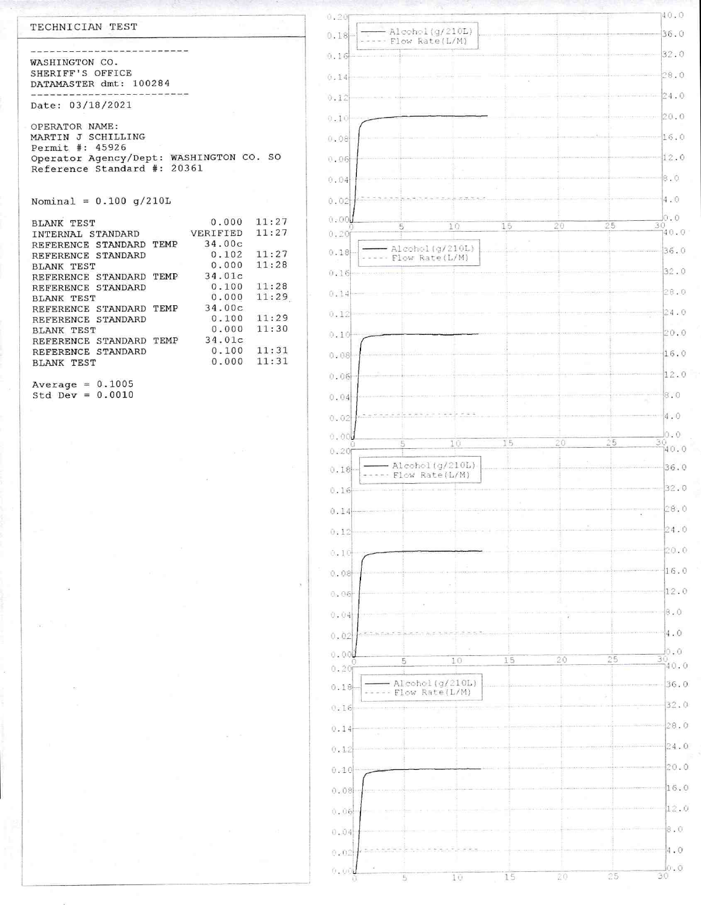## TECHNICIAN TEST

---

WASHINGTON CO.
SHERIFF'S OFFICE
DATAMASTER dmt: 100284

---

Date: 03/18/2021

OPERATOR NAME:
MARTIN J SCHILLING
Permit #: 45926
Operator Agency/Dept: WASHINGTON CO. SO
Reference Standard #: 20361

Nominal = 0.100 g/210L

| | | |
|---|---|---|
| BLANK TEST | 0.000 | 11:27 |
| INTERNAL STANDARD | VERIFIED | 11:27 |
| REFERENCE STANDARD TEMP | 34.00c | |
| REFERENCE STANDARD | 0.102 | 11:27 |
| BLANK TEST | 0.000 | 11:28 |
| REFERENCE STANDARD TEMP | 34.01c | |
| REFERENCE STANDARD | 0.100 | 11:28 |
| BLANK TEST | 0.000 | 11:29 |
| REFERENCE STANDARD TEMP | 34.00c | |
| REFERENCE STANDARD | 0.100 | 11:29 |
| BLANK TEST | 0.000 | 11:30 |
| REFERENCE STANDARD TEMP | 34.01c | |
| REFERENCE STANDARD | 0.100 | 11:31 |
| BLANK TEST | 0.000 | 11:31 |

Average = 0.1005
Std Dev = 0.0010

Alcohol(g/210L)
Flow Rate(L/M)

Alcohol(g/210L)
Flow Rate(L/M)

Alcohol(g/210L)
Flow Rate(L/M)

Alcohol(g/210L)
Flow Rate(L/M)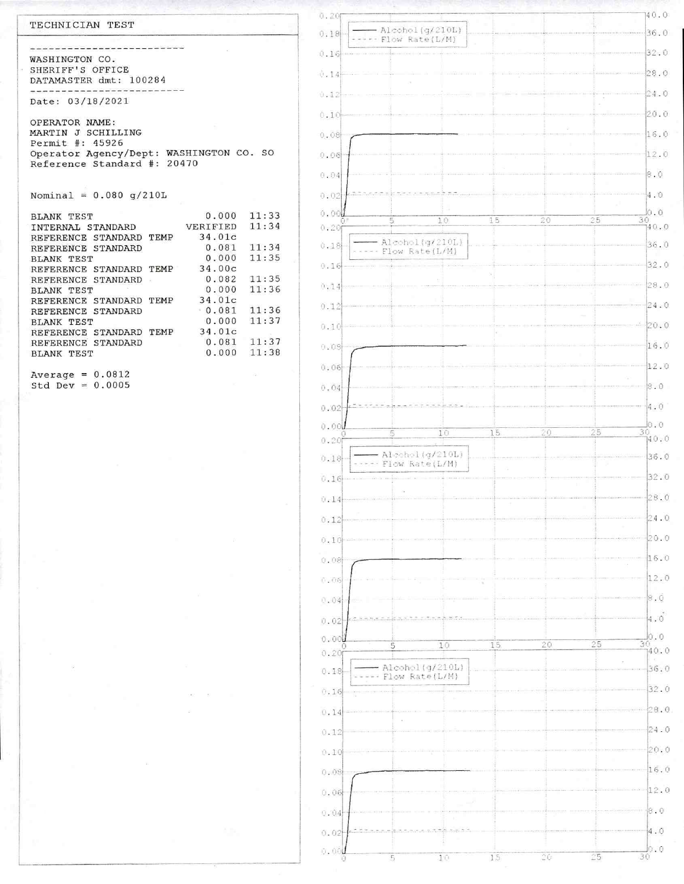TECHNICIAN TEST

-------------------------

WASHINGTON CO.
SHERIFF'S OFFICE
DATAMASTER dmt: 100284

-------------------------

Date: 03/18/2021

OPERATOR NAME:
MARTIN J SCHILLING
Permit #: 45926
Operator Agency/Dept: WASHINGTON CO. SO
Reference Standard #: 20470

Nominal = 0.080 g/210L

| | | |
|---|---|---|
| BLANK TEST | 0.000 | 11:33 |
| INTERNAL STANDARD | VERIFIED | 11:34 |
| REFERENCE STANDARD TEMP | 34.01c | |
| REFERENCE STANDARD | 0.081 | 11:34 |
| BLANK TEST | 0.000 | 11:35 |
| REFERENCE STANDARD TEMP | 34.00c | |
| REFERENCE STANDARD | 0.082 | 11:35 |
| BLANK TEST | 0.000 | 11:36 |
| REFERENCE STANDARD TEMP | 34.01c | |
| REFERENCE STANDARD | 0.081 | 11:36 |
| BLANK TEST | 0.000 | 11:37 |
| REFERENCE STANDARD TEMP | 34.01c | |
| REFERENCE STANDARD | 0.081 | 11:37 |
| BLANK TEST | 0.000 | 11:38 |

Average = 0.0812
Std Dev = 0.0005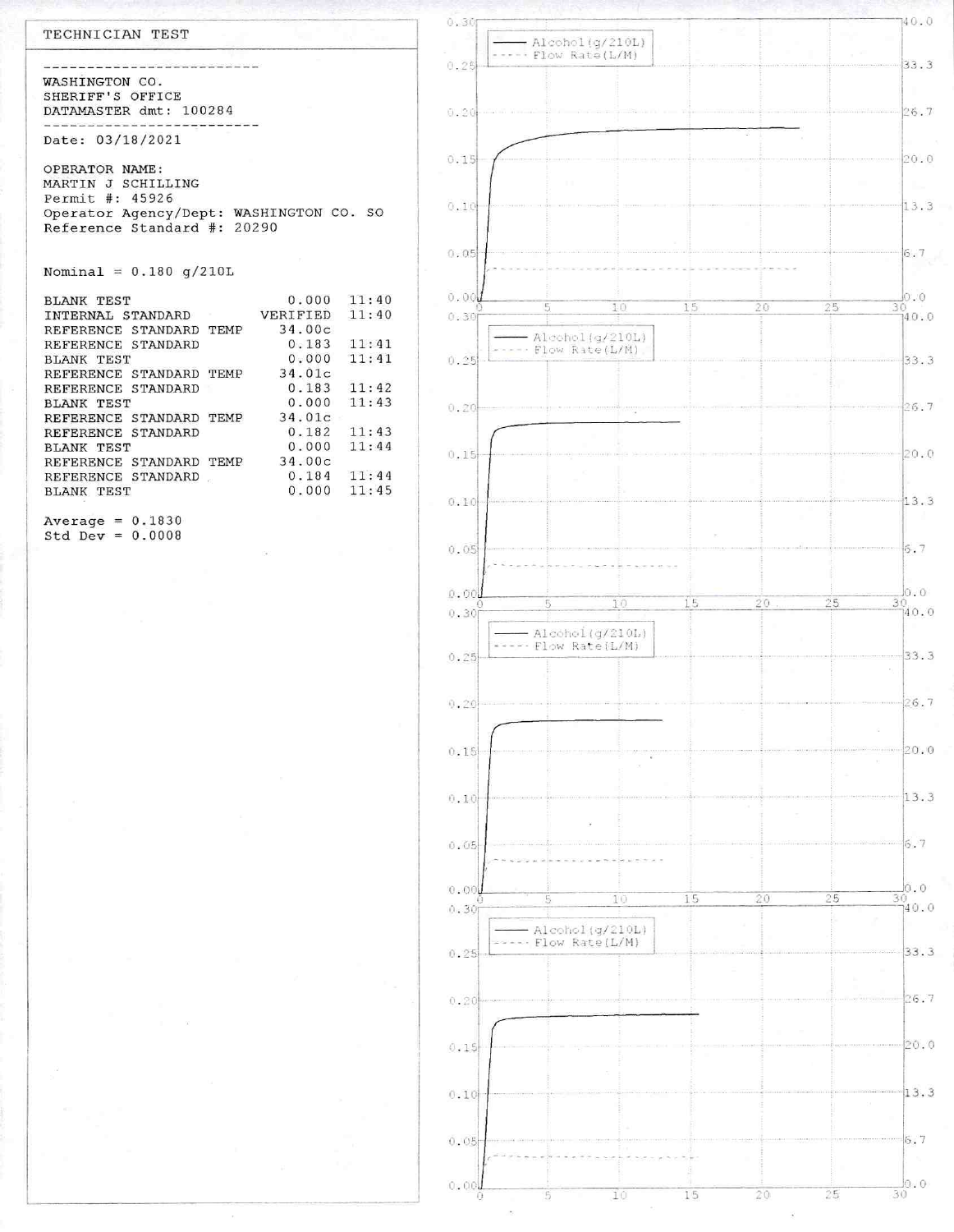TECHNICIAN TEST

-------------------------

WASHINGTON CO.
SHERIFF'S OFFICE
DATAMASTER dmt: 100284

-------------------------

Date: 03/18/2021

OPERATOR NAME:
MARTIN J SCHILLING
Permit #: 45926
Operator Agency/Dept: WASHINGTON CO. SO
Reference Standard #: 20290

Nominal = 0.180 g/210L

| | | |
|---|---|---|
| BLANK TEST | 0.000 | 11:40 |
| INTERNAL STANDARD | VERIFIED | 11:40 |
| REFERENCE STANDARD TEMP | 34.00c | |
| REFERENCE STANDARD | 0.183 | 11:41 |
| BLANK TEST | 0.000 | 11:41 |
| REFERENCE STANDARD TEMP | 34.01c | |
| REFERENCE STANDARD | 0.183 | 11:42 |
| BLANK TEST | 0.000 | 11:43 |
| REFERENCE STANDARD TEMP | 34.01c | |
| REFERENCE STANDARD | 0.182 | 11:43 |
| BLANK TEST | 0.000 | 11:44 |
| REFERENCE STANDARD TEMP | 34.00c | |
| REFERENCE STANDARD | 0.184 | 11:44 |
| BLANK TEST | 0.000 | 11:45 |

Average = 0.1830
Std Dev = 0.0008

Alcohol(g/210L)
Flow Rate(L/M)

Alcohol(g/210L)
Flow Rate(L/M)

Alcohol(g/210L)
Flow Rate(L/M)

Alcohol(g/210L)
Flow Rate(L/M)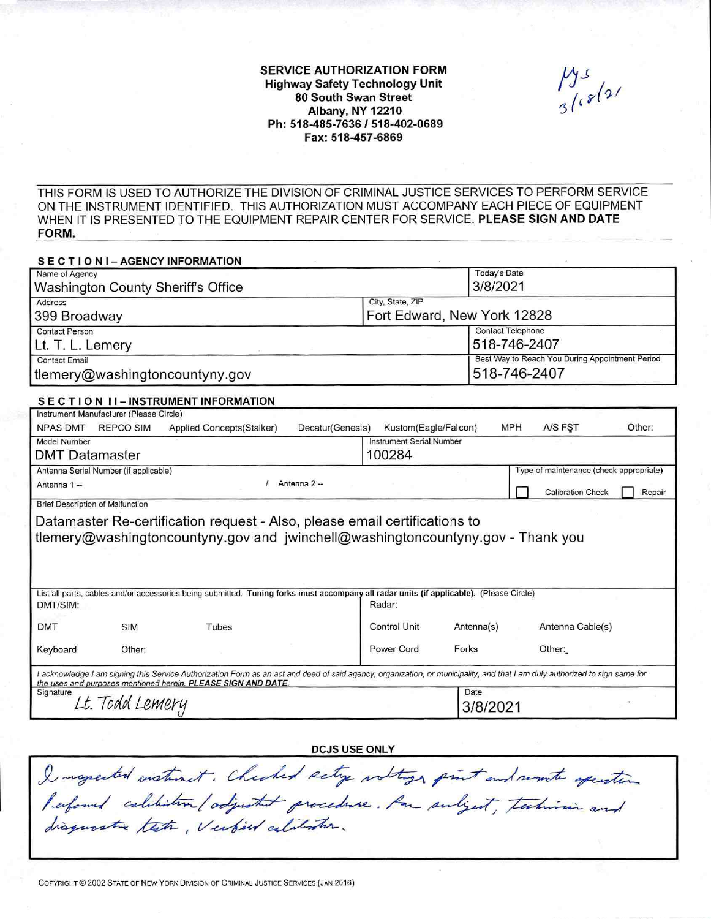# SERVICE AUTHORIZATION FORM

**Highway Safety Technology Unit**
**80 South Swan Street**
**Albany, NY 12210**
**Ph: 518-485-7636 / 518-402-0689**
**Fax: 518-457-6869**

MJS 3/18/21

THIS FORM IS USED TO AUTHORIZE THE DIVISION OF CRIMINAL JUSTICE SERVICES TO PERFORM SERVICE ON THE INSTRUMENT IDENTIFIED. THIS AUTHORIZATION MUST ACCOMPANY EACH PIECE OF EQUIPMENT WHEN IT IS PRESENTED TO THE EQUIPMENT REPAIR CENTER FOR SERVICE. **PLEASE SIGN AND DATE FORM.**

## SECTION I – AGENCY INFORMATION

| | |
|---|---|
| Name of Agency: Washington County Sheriff's Office | Today's Date: 3/8/2021 |
| Address: 399 Broadway | City, State, ZIP: Fort Edward, New York 12828 |
| Contact Person: Lt. T. L. Lemery | Contact Telephone: 518-746-2407 |
| Contact Email: tlemery@washingtoncountyny.gov | Best Way to Reach You During Appointment Period: 518-746-2407 |

## SECTION II – INSTRUMENT INFORMATION

Instrument Manufacturer (Please Circle)

NPAS DMT | REPCO SIM | Applied Concepts(Stalker) | Decatur(Genesis) | Kustom(Eagle/Falcon) | MPH | A/S FST | Other:

| | |
|---|---|
| Model Number: DMT Datamaster | Instrument Serial Number: 100284 |

Antenna Serial Number (if applicable): Antenna 1 -- / Antenna 2 --

Type of maintenance (check appropriate): ☐ Calibration Check ☐ Repair

Brief Description of Malfunction

Datamaster Re-certification request - Also, please email certifications to tlemery@washingtoncountyny.gov and jwinchell@washingtoncountyny.gov - Thank you

List all parts, cables and/or accessories being submitted. Tuning forks must accompany all radar units (if applicable). (Please Circle)

| DMT/SIM: | | | Radar: | | |
|---|---|---|---|---|---|
| DMT | SIM | Tubes | Control Unit | Antenna(s) | Antenna Cable(s) |
| Keyboard | Other: | | Power Cord | Forks | Other: |

*I acknowledge I am signing this Service Authorization Form as an act and deed of said agency, organization, or municipality, and that I am duly authorized to sign same for the uses and purposes mentioned herein.* ***PLEASE SIGN AND DATE.***

| | |
|---|---|
| Signature: Lt. Todd Lemery | Date: 3/8/2021 |

**DCJS USE ONLY**

I inspected instrument. Checked setup voltages, print and remote operation. Performed calibration/adjustment procedure. Ran subject, technician and diagnostic tests. Verified calibration.

COPYRIGHT © 2002 STATE OF NEW YORK DIVISION OF CRIMINAL JUSTICE SERVICES (JAN 2016)